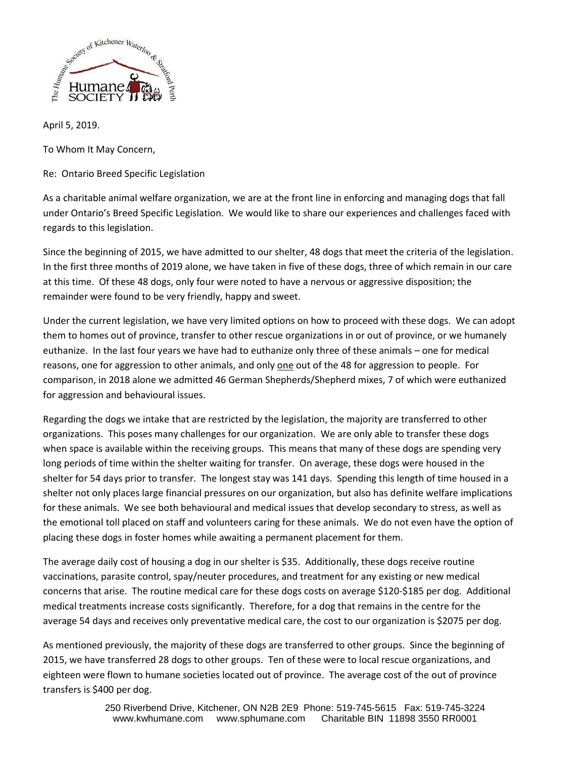April 5, 2019.

To Whom It May Concern,

Re: Ontario Breed Specific Legislation

As a charitable animal welfare organization, we are at the front line in enforcing and managing dogs that fall under Ontario's Breed Specific Legislation. We would like to share our experiences and challenges faced with regards to this legislation.

Since the beginning of 2015, we have admitted to our shelter, 48 dogs that meet the criteria of the legislation. In the first three months of 2019 alone, we have taken in five of these dogs, three of which remain in our care at this time. Of these 48 dogs, only four were noted to have a nervous or aggressive disposition; the remainder were found to be very friendly, happy and sweet.

Under the current legislation, we have very limited options on how to proceed with these dogs. We can adopt them to homes out of province, transfer to other rescue organizations in or out of province, or we humanely euthanize. In the last four years we have had to euthanize only three of these animals – one for medical reasons, one for aggression to other animals, and only one out of the 48 for aggression to people. For comparison, in 2018 alone we admitted 46 German Shepherds/Shepherd mixes, 7 of which were euthanized for aggression and behavioural issues.

Regarding the dogs we intake that are restricted by the legislation, the majority are transferred to other organizations. This poses many challenges for our organization. We are only able to transfer these dogs when space is available within the receiving groups. This means that many of these dogs are spending very long periods of time within the shelter waiting for transfer. On average, these dogs were housed in the shelter for 54 days prior to transfer. The longest stay was 141 days. Spending this length of time housed in a shelter not only places large financial pressures on our organization, but also has definite welfare implications for these animals. We see both behavioural and medical issues that develop secondary to stress, as well as the emotional toll placed on staff and volunteers caring for these animals. We do not even have the option of placing these dogs in foster homes while awaiting a permanent placement for them.

The average daily cost of housing a dog in our shelter is $35. Additionally, these dogs receive routine vaccinations, parasite control, spay/neuter procedures, and treatment for any existing or new medical concerns that arise. The routine medical care for these dogs costs on average $120-$185 per dog. Additional medical treatments increase costs significantly. Therefore, for a dog that remains in the centre for the average 54 days and receives only preventative medical care, the cost to our organization is $2075 per dog.

As mentioned previously, the majority of these dogs are transferred to other groups. Since the beginning of 2015, we have transferred 28 dogs to other groups. Ten of these were to local rescue organizations, and eighteen were flown to humane societies located out of province. The average cost of the out of province transfers is $400 per dog.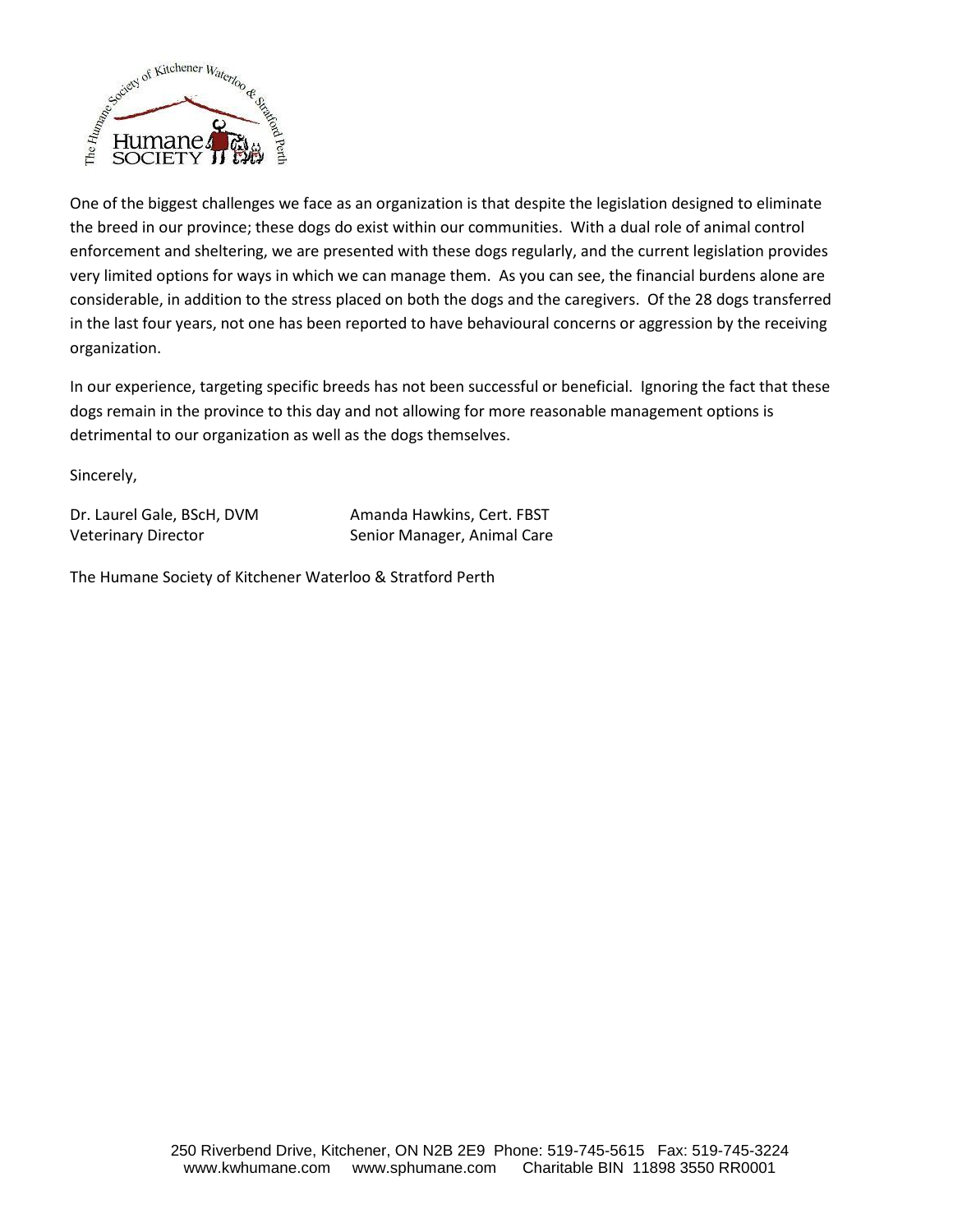One of the biggest challenges we face as an organization is that despite the legislation designed to eliminate the breed in our province; these dogs do exist within our communities. With a dual role of animal control enforcement and sheltering, we are presented with these dogs regularly, and the current legislation provides very limited options for ways in which we can manage them. As you can see, the financial burdens alone are considerable, in addition to the stress placed on both the dogs and the caregivers. Of the 28 dogs transferred in the last four years, not one has been reported to have behavioural concerns or aggression by the receiving organization.

In our experience, targeting specific breeds has not been successful or beneficial. Ignoring the fact that these dogs remain in the province to this day and not allowing for more reasonable management options is detrimental to our organization as well as the dogs themselves.

Sincerely,

Dr. Laurel Gale, BScH, DVM
Veterinary Director

Amanda Hawkins, Cert. FBST
Senior Manager, Animal Care

The Humane Society of Kitchener Waterloo & Stratford Perth

250 Riverbend Drive, Kitchener, ON N2B 2E9 Phone: 519-745-5615 Fax: 519-745-3224
www.kwhumane.com www.sphumane.com Charitable BIN 11898 3550 RR0001